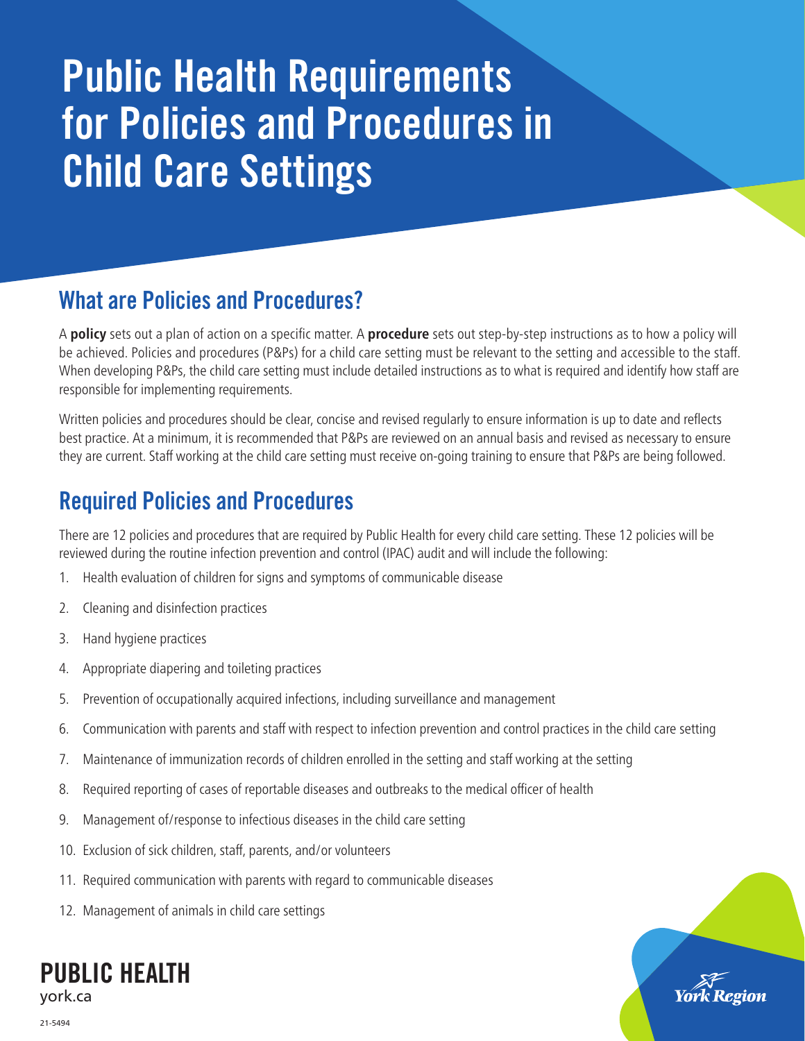# Public Health Requirements for Policies and Procedures in Child Care Settings

## What are Policies and Procedures?

A **policy** sets out a plan of action on a specific matter. A **procedure** sets out step-by-step instructions as to how a policy will be achieved. Policies and procedures (P&Ps) for a child care setting must be relevant to the setting and accessible to the staff. When developing P&Ps, the child care setting must include detailed instructions as to what is required and identify how staff are responsible for implementing requirements.

Written policies and procedures should be clear, concise and revised regularly to ensure information is up to date and reflects best practice. At a minimum, it is recommended that P&Ps are reviewed on an annual basis and revised as necessary to ensure they are current. Staff working at the child care setting must receive on-going training to ensure that P&Ps are being followed.

## Required Policies and Procedures

There are 12 policies and procedures that are required by Public Health for every child care setting. These 12 policies will be reviewed during the routine infection prevention and control (IPAC) audit and will include the following:

1. Health evaluation of children for signs and symptoms of communicable disease
2. Cleaning and disinfection practices
3. Hand hygiene practices
4. Appropriate diapering and toileting practices
5. Prevention of occupationally acquired infections, including surveillance and management
6. Communication with parents and staff with respect to infection prevention and control practices in the child care setting
7. Maintenance of immunization records of children enrolled in the setting and staff working at the setting
8. Required reporting of cases of reportable diseases and outbreaks to the medical officer of health
9. Management of/response to infectious diseases in the child care setting
10. Exclusion of sick children, staff, parents, and/or volunteers
11. Required communication with parents with regard to communicable diseases
12. Management of animals in child care settings

**PUBLIC HEALTH**
york.ca

21-5494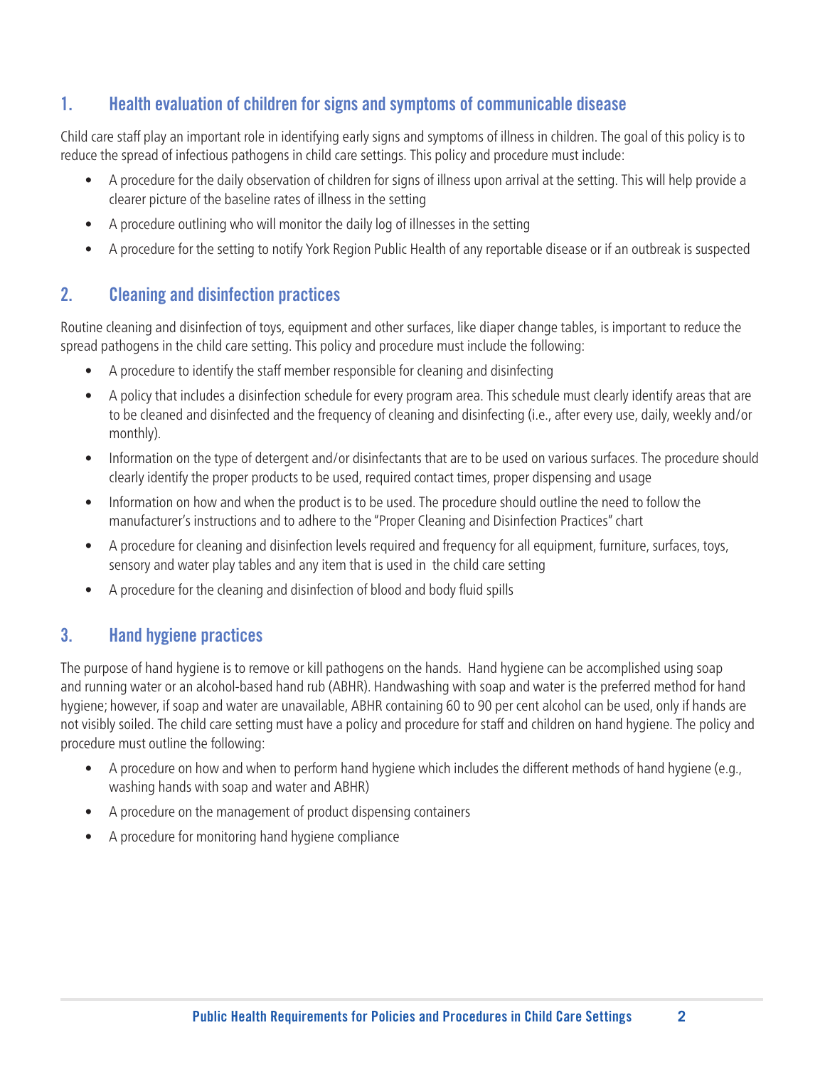## 1. Health evaluation of children for signs and symptoms of communicable disease

Child care staff play an important role in identifying early signs and symptoms of illness in children. The goal of this policy is to reduce the spread of infectious pathogens in child care settings. This policy and procedure must include:

- A procedure for the daily observation of children for signs of illness upon arrival at the setting. This will help provide a clearer picture of the baseline rates of illness in the setting
- A procedure outlining who will monitor the daily log of illnesses in the setting
- A procedure for the setting to notify York Region Public Health of any reportable disease or if an outbreak is suspected

## 2. Cleaning and disinfection practices

Routine cleaning and disinfection of toys, equipment and other surfaces, like diaper change tables, is important to reduce the spread pathogens in the child care setting. This policy and procedure must include the following:

- A procedure to identify the staff member responsible for cleaning and disinfecting
- A policy that includes a disinfection schedule for every program area. This schedule must clearly identify areas that are to be cleaned and disinfected and the frequency of cleaning and disinfecting (i.e., after every use, daily, weekly and/or monthly).
- Information on the type of detergent and/or disinfectants that are to be used on various surfaces. The procedure should clearly identify the proper products to be used, required contact times, proper dispensing and usage
- Information on how and when the product is to be used. The procedure should outline the need to follow the manufacturer's instructions and to adhere to the "Proper Cleaning and Disinfection Practices" chart
- A procedure for cleaning and disinfection levels required and frequency for all equipment, furniture, surfaces, toys, sensory and water play tables and any item that is used in the child care setting
- A procedure for the cleaning and disinfection of blood and body fluid spills

## 3. Hand hygiene practices

The purpose of hand hygiene is to remove or kill pathogens on the hands. Hand hygiene can be accomplished using soap and running water or an alcohol-based hand rub (ABHR). Handwashing with soap and water is the preferred method for hand hygiene; however, if soap and water are unavailable, ABHR containing 60 to 90 per cent alcohol can be used, only if hands are not visibly soiled. The child care setting must have a policy and procedure for staff and children on hand hygiene. The policy and procedure must outline the following:

- A procedure on how and when to perform hand hygiene which includes the different methods of hand hygiene (e.g., washing hands with soap and water and ABHR)
- A procedure on the management of product dispensing containers
- A procedure for monitoring hand hygiene compliance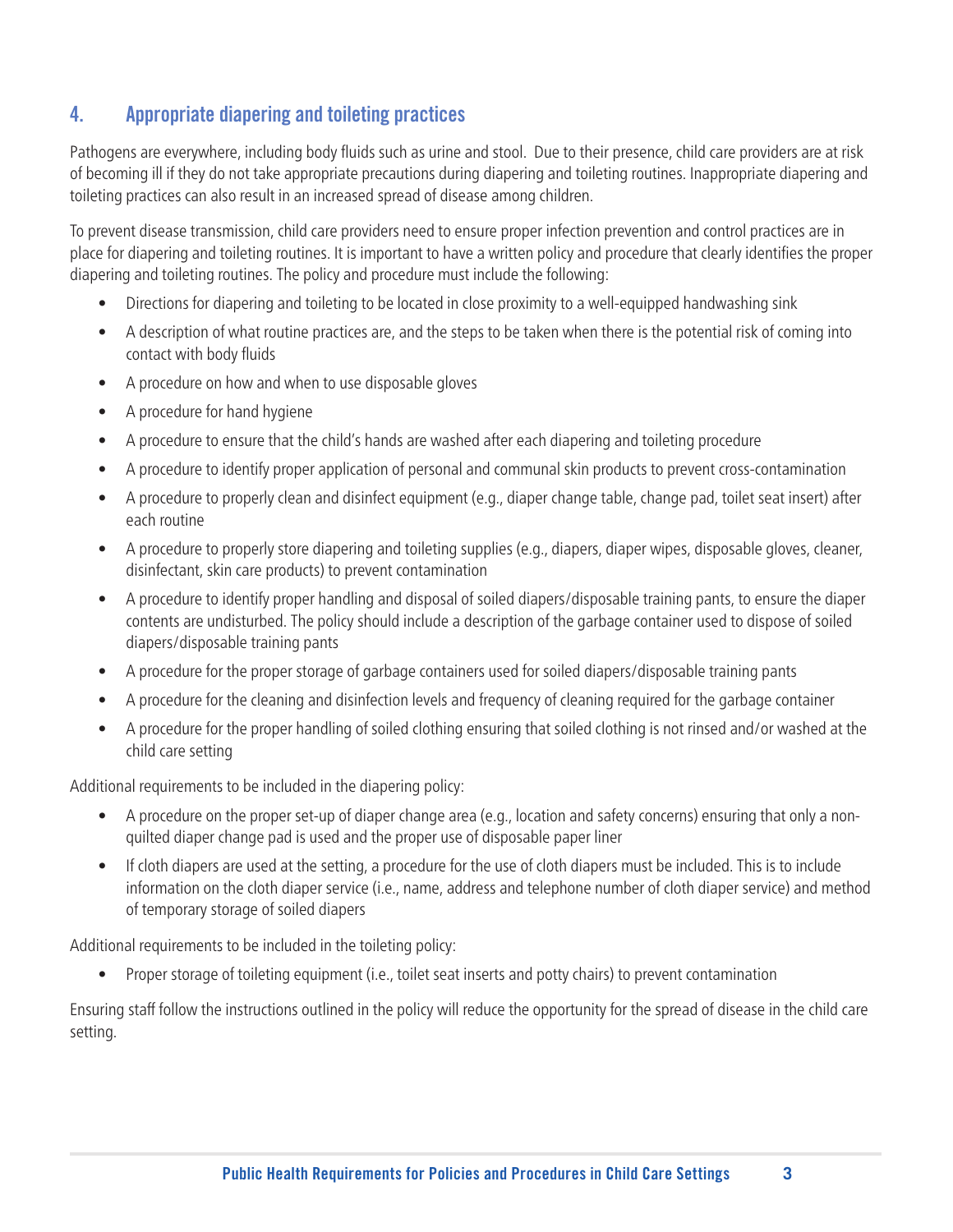## 4. Appropriate diapering and toileting practices

Pathogens are everywhere, including body fluids such as urine and stool. Due to their presence, child care providers are at risk of becoming ill if they do not take appropriate precautions during diapering and toileting routines. Inappropriate diapering and toileting practices can also result in an increased spread of disease among children.

To prevent disease transmission, child care providers need to ensure proper infection prevention and control practices are in place for diapering and toileting routines. It is important to have a written policy and procedure that clearly identifies the proper diapering and toileting routines. The policy and procedure must include the following:

- Directions for diapering and toileting to be located in close proximity to a well-equipped handwashing sink
- A description of what routine practices are, and the steps to be taken when there is the potential risk of coming into contact with body fluids
- A procedure on how and when to use disposable gloves
- A procedure for hand hygiene
- A procedure to ensure that the child's hands are washed after each diapering and toileting procedure
- A procedure to identify proper application of personal and communal skin products to prevent cross-contamination
- A procedure to properly clean and disinfect equipment (e.g., diaper change table, change pad, toilet seat insert) after each routine
- A procedure to properly store diapering and toileting supplies (e.g., diapers, diaper wipes, disposable gloves, cleaner, disinfectant, skin care products) to prevent contamination
- A procedure to identify proper handling and disposal of soiled diapers/disposable training pants, to ensure the diaper contents are undisturbed. The policy should include a description of the garbage container used to dispose of soiled diapers/disposable training pants
- A procedure for the proper storage of garbage containers used for soiled diapers/disposable training pants
- A procedure for the cleaning and disinfection levels and frequency of cleaning required for the garbage container
- A procedure for the proper handling of soiled clothing ensuring that soiled clothing is not rinsed and/or washed at the child care setting

Additional requirements to be included in the diapering policy:

- A procedure on the proper set-up of diaper change area (e.g., location and safety concerns) ensuring that only a non-quilted diaper change pad is used and the proper use of disposable paper liner
- If cloth diapers are used at the setting, a procedure for the use of cloth diapers must be included. This is to include information on the cloth diaper service (i.e., name, address and telephone number of cloth diaper service) and method of temporary storage of soiled diapers

Additional requirements to be included in the toileting policy:

- Proper storage of toileting equipment (i.e., toilet seat inserts and potty chairs) to prevent contamination

Ensuring staff follow the instructions outlined in the policy will reduce the opportunity for the spread of disease in the child care setting.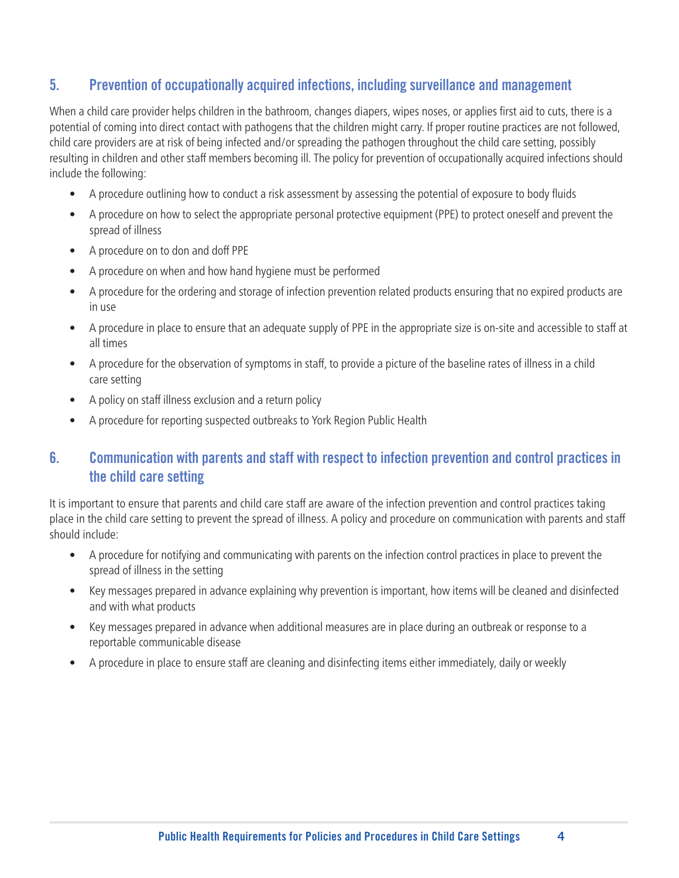## 5. Prevention of occupationally acquired infections, including surveillance and management

When a child care provider helps children in the bathroom, changes diapers, wipes noses, or applies first aid to cuts, there is a potential of coming into direct contact with pathogens that the children might carry. If proper routine practices are not followed, child care providers are at risk of being infected and/or spreading the pathogen throughout the child care setting, possibly resulting in children and other staff members becoming ill. The policy for prevention of occupationally acquired infections should include the following:

- A procedure outlining how to conduct a risk assessment by assessing the potential of exposure to body fluids
- A procedure on how to select the appropriate personal protective equipment (PPE) to protect oneself and prevent the spread of illness
- A procedure on to don and doff PPE
- A procedure on when and how hand hygiene must be performed
- A procedure for the ordering and storage of infection prevention related products ensuring that no expired products are in use
- A procedure in place to ensure that an adequate supply of PPE in the appropriate size is on-site and accessible to staff at all times
- A procedure for the observation of symptoms in staff, to provide a picture of the baseline rates of illness in a child care setting
- A policy on staff illness exclusion and a return policy
- A procedure for reporting suspected outbreaks to York Region Public Health

## 6. Communication with parents and staff with respect to infection prevention and control practices in the child care setting

It is important to ensure that parents and child care staff are aware of the infection prevention and control practices taking place in the child care setting to prevent the spread of illness. A policy and procedure on communication with parents and staff should include:

- A procedure for notifying and communicating with parents on the infection control practices in place to prevent the spread of illness in the setting
- Key messages prepared in advance explaining why prevention is important, how items will be cleaned and disinfected and with what products
- Key messages prepared in advance when additional measures are in place during an outbreak or response to a reportable communicable disease
- A procedure in place to ensure staff are cleaning and disinfecting items either immediately, daily or weekly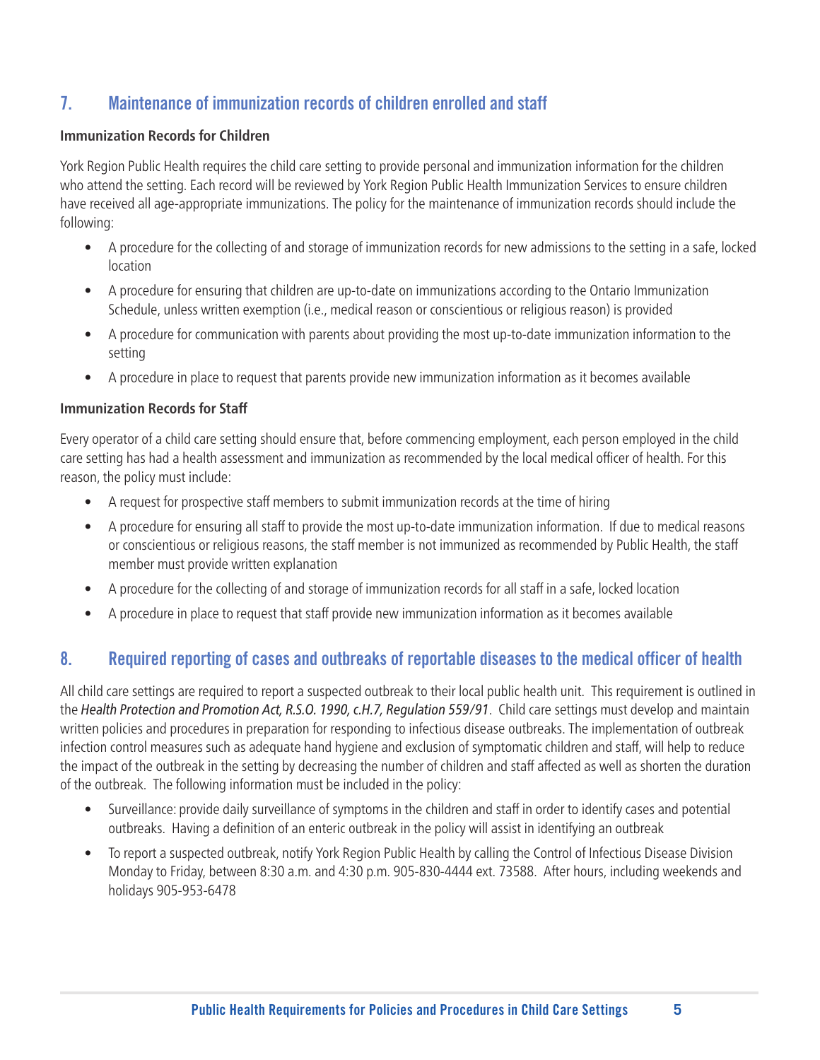## 7. Maintenance of immunization records of children enrolled and staff

**Immunization Records for Children**

York Region Public Health requires the child care setting to provide personal and immunization information for the children who attend the setting. Each record will be reviewed by York Region Public Health Immunization Services to ensure children have received all age-appropriate immunizations. The policy for the maintenance of immunization records should include the following:

- A procedure for the collecting of and storage of immunization records for new admissions to the setting in a safe, locked location
- A procedure for ensuring that children are up-to-date on immunizations according to the Ontario Immunization Schedule, unless written exemption (i.e., medical reason or conscientious or religious reason) is provided
- A procedure for communication with parents about providing the most up-to-date immunization information to the setting
- A procedure in place to request that parents provide new immunization information as it becomes available

**Immunization Records for Staff**

Every operator of a child care setting should ensure that, before commencing employment, each person employed in the child care setting has had a health assessment and immunization as recommended by the local medical officer of health. For this reason, the policy must include:

- A request for prospective staff members to submit immunization records at the time of hiring
- A procedure for ensuring all staff to provide the most up-to-date immunization information. If due to medical reasons or conscientious or religious reasons, the staff member is not immunized as recommended by Public Health, the staff member must provide written explanation
- A procedure for the collecting of and storage of immunization records for all staff in a safe, locked location
- A procedure in place to request that staff provide new immunization information as it becomes available

## 8. Required reporting of cases and outbreaks of reportable diseases to the medical officer of health

All child care settings are required to report a suspected outbreak to their local public health unit. This requirement is outlined in the *Health Protection and Promotion Act, R.S.O. 1990, c.H.7, Regulation 559/91*. Child care settings must develop and maintain written policies and procedures in preparation for responding to infectious disease outbreaks. The implementation of outbreak infection control measures such as adequate hand hygiene and exclusion of symptomatic children and staff, will help to reduce the impact of the outbreak in the setting by decreasing the number of children and staff affected as well as shorten the duration of the outbreak. The following information must be included in the policy:

- Surveillance: provide daily surveillance of symptoms in the children and staff in order to identify cases and potential outbreaks. Having a definition of an enteric outbreak in the policy will assist in identifying an outbreak
- To report a suspected outbreak, notify York Region Public Health by calling the Control of Infectious Disease Division Monday to Friday, between 8:30 a.m. and 4:30 p.m. 905-830-4444 ext. 73588. After hours, including weekends and holidays 905-953-6478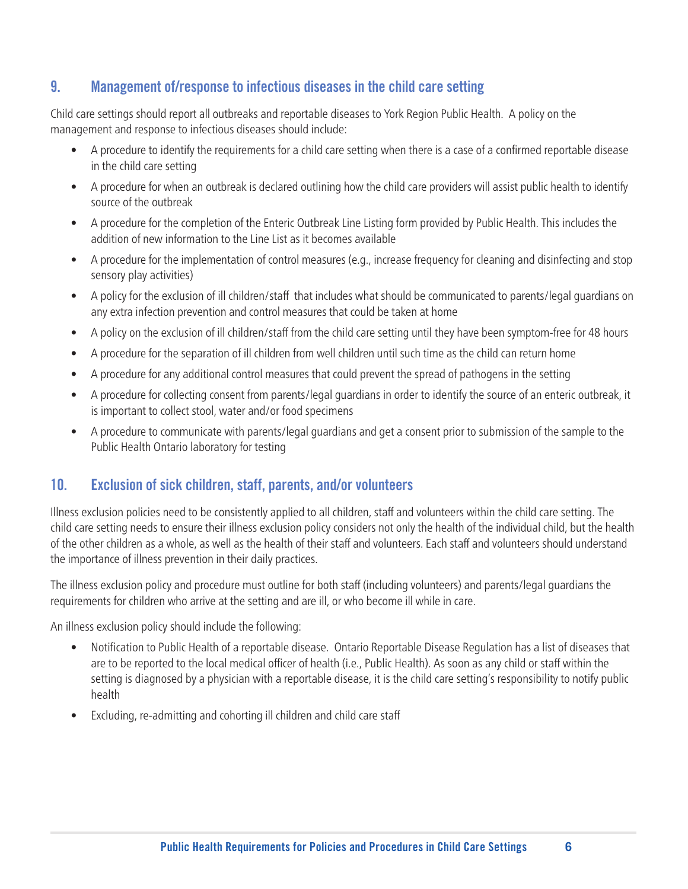## 9. Management of/response to infectious diseases in the child care setting

Child care settings should report all outbreaks and reportable diseases to York Region Public Health. A policy on the management and response to infectious diseases should include:

- A procedure to identify the requirements for a child care setting when there is a case of a confirmed reportable disease in the child care setting
- A procedure for when an outbreak is declared outlining how the child care providers will assist public health to identify source of the outbreak
- A procedure for the completion of the Enteric Outbreak Line Listing form provided by Public Health. This includes the addition of new information to the Line List as it becomes available
- A procedure for the implementation of control measures (e.g., increase frequency for cleaning and disinfecting and stop sensory play activities)
- A policy for the exclusion of ill children/staff that includes what should be communicated to parents/legal guardians on any extra infection prevention and control measures that could be taken at home
- A policy on the exclusion of ill children/staff from the child care setting until they have been symptom-free for 48 hours
- A procedure for the separation of ill children from well children until such time as the child can return home
- A procedure for any additional control measures that could prevent the spread of pathogens in the setting
- A procedure for collecting consent from parents/legal guardians in order to identify the source of an enteric outbreak, it is important to collect stool, water and/or food specimens
- A procedure to communicate with parents/legal guardians and get a consent prior to submission of the sample to the Public Health Ontario laboratory for testing

## 10. Exclusion of sick children, staff, parents, and/or volunteers

Illness exclusion policies need to be consistently applied to all children, staff and volunteers within the child care setting. The child care setting needs to ensure their illness exclusion policy considers not only the health of the individual child, but the health of the other children as a whole, as well as the health of their staff and volunteers. Each staff and volunteers should understand the importance of illness prevention in their daily practices.

The illness exclusion policy and procedure must outline for both staff (including volunteers) and parents/legal guardians the requirements for children who arrive at the setting and are ill, or who become ill while in care.

An illness exclusion policy should include the following:

- Notification to Public Health of a reportable disease. Ontario Reportable Disease Regulation has a list of diseases that are to be reported to the local medical officer of health (i.e., Public Health). As soon as any child or staff within the setting is diagnosed by a physician with a reportable disease, it is the child care setting's responsibility to notify public health
- Excluding, re-admitting and cohorting ill children and child care staff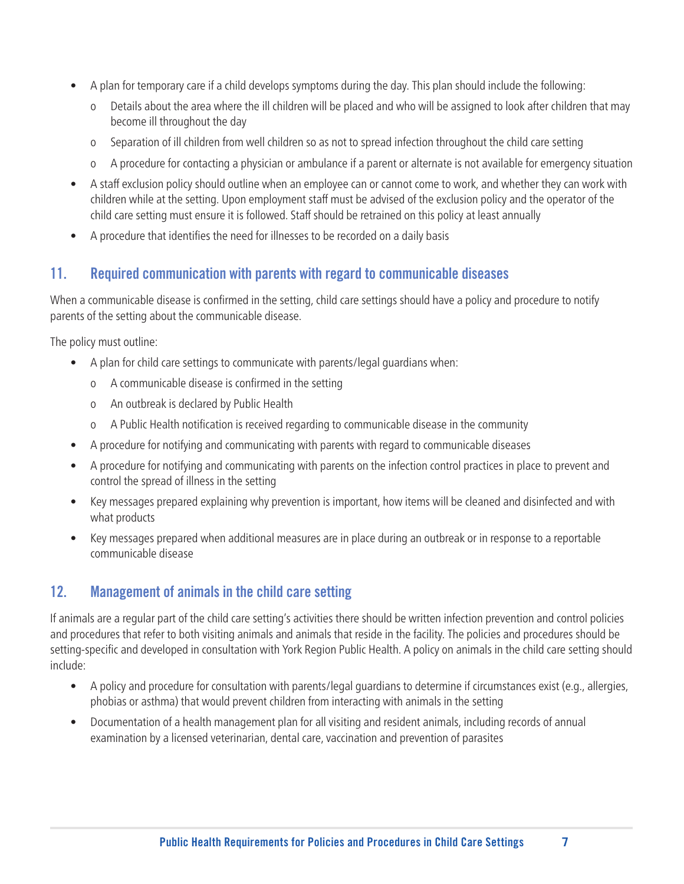- A plan for temporary care if a child develops symptoms during the day. This plan should include the following:
  - Details about the area where the ill children will be placed and who will be assigned to look after children that may become ill throughout the day
  - Separation of ill children from well children so as not to spread infection throughout the child care setting
  - A procedure for contacting a physician or ambulance if a parent or alternate is not available for emergency situation
- A staff exclusion policy should outline when an employee can or cannot come to work, and whether they can work with children while at the setting. Upon employment staff must be advised of the exclusion policy and the operator of the child care setting must ensure it is followed. Staff should be retrained on this policy at least annually
- A procedure that identifies the need for illnesses to be recorded on a daily basis

## 11. Required communication with parents with regard to communicable diseases

When a communicable disease is confirmed in the setting, child care settings should have a policy and procedure to notify parents of the setting about the communicable disease.

The policy must outline:

- A plan for child care settings to communicate with parents/legal guardians when:
  - A communicable disease is confirmed in the setting
  - An outbreak is declared by Public Health
  - A Public Health notification is received regarding to communicable disease in the community
- A procedure for notifying and communicating with parents with regard to communicable diseases
- A procedure for notifying and communicating with parents on the infection control practices in place to prevent and control the spread of illness in the setting
- Key messages prepared explaining why prevention is important, how items will be cleaned and disinfected and with what products
- Key messages prepared when additional measures are in place during an outbreak or in response to a reportable communicable disease

## 12. Management of animals in the child care setting

If animals are a regular part of the child care setting's activities there should be written infection prevention and control policies and procedures that refer to both visiting animals and animals that reside in the facility. The policies and procedures should be setting-specific and developed in consultation with York Region Public Health. A policy on animals in the child care setting should include:

- A policy and procedure for consultation with parents/legal guardians to determine if circumstances exist (e.g., allergies, phobias or asthma) that would prevent children from interacting with animals in the setting
- Documentation of a health management plan for all visiting and resident animals, including records of annual examination by a licensed veterinarian, dental care, vaccination and prevention of parasites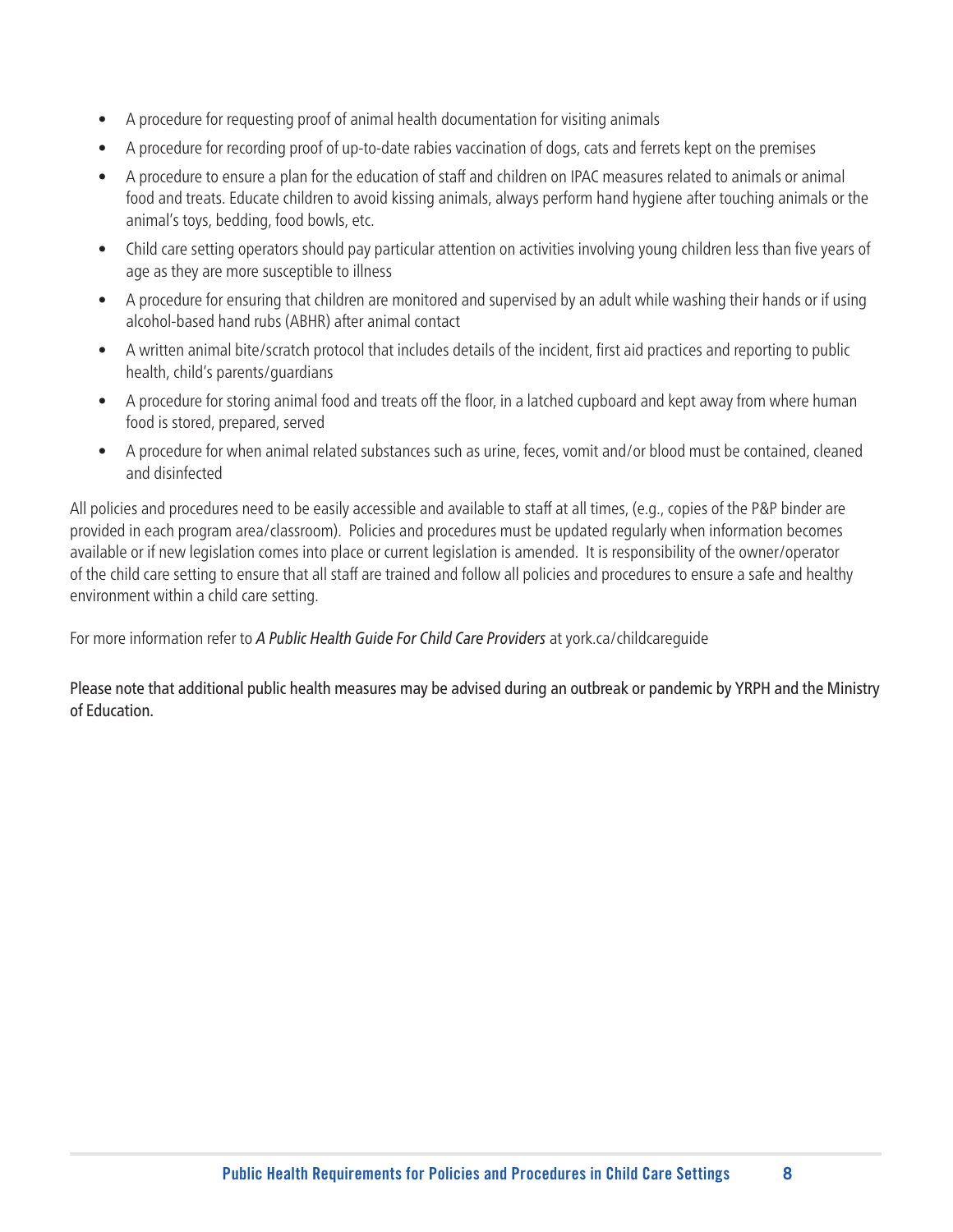- A procedure for requesting proof of animal health documentation for visiting animals
- A procedure for recording proof of up-to-date rabies vaccination of dogs, cats and ferrets kept on the premises
- A procedure to ensure a plan for the education of staff and children on IPAC measures related to animals or animal food and treats. Educate children to avoid kissing animals, always perform hand hygiene after touching animals or the animal's toys, bedding, food bowls, etc.
- Child care setting operators should pay particular attention on activities involving young children less than five years of age as they are more susceptible to illness
- A procedure for ensuring that children are monitored and supervised by an adult while washing their hands or if using alcohol-based hand rubs (ABHR) after animal contact
- A written animal bite/scratch protocol that includes details of the incident, first aid practices and reporting to public health, child's parents/guardians
- A procedure for storing animal food and treats off the floor, in a latched cupboard and kept away from where human food is stored, prepared, served
- A procedure for when animal related substances such as urine, feces, vomit and/or blood must be contained, cleaned and disinfected

All policies and procedures need to be easily accessible and available to staff at all times, (e.g., copies of the P&P binder are provided in each program area/classroom). Policies and procedures must be updated regularly when information becomes available or if new legislation comes into place or current legislation is amended. It is responsibility of the owner/operator of the child care setting to ensure that all staff are trained and follow all policies and procedures to ensure a safe and healthy environment within a child care setting.

For more information refer to *A Public Health Guide For Child Care Providers* at york.ca/childcareguide

Please note that additional public health measures may be advised during an outbreak or pandemic by YRPH and the Ministry of Education.